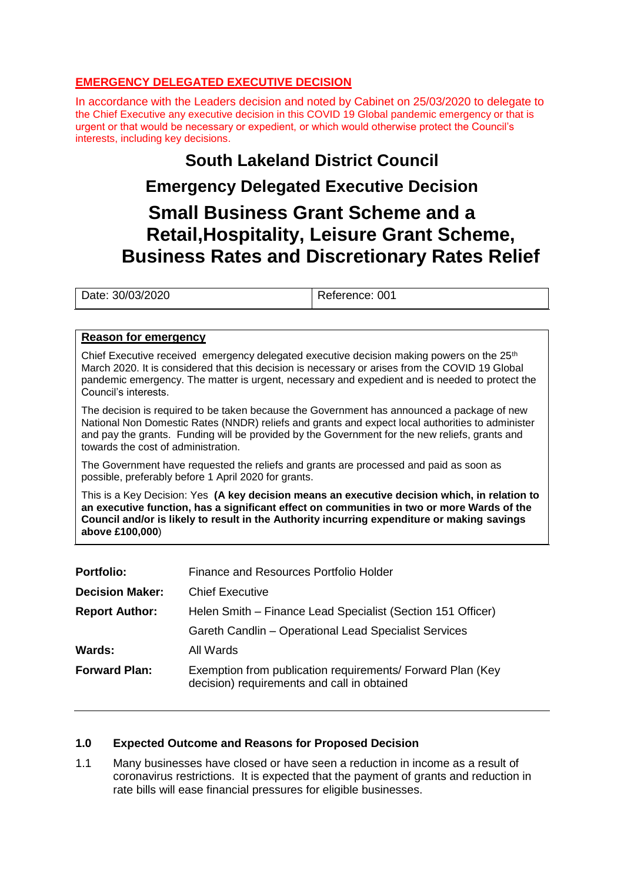**EMERGENCY DELEGATED EXECUTIVE DECISION**

In accordance with the Leaders decision and noted by Cabinet on 25/03/2020 to delegate to the Chief Executive any executive decision in this COVID 19 Global pandemic emergency or that is urgent or that would be necessary or expedient, or which would otherwise protect the Council's interests, including key decisions.

# South Lakeland District Council

## Emergency Delegated Executive Decision

# Small Business Grant Scheme and a Retail,Hospitality, Leisure Grant Scheme, Business Rates and Discretionary Rates Relief

| Date: 30/03/2020 | Reference: 001 |
|---|---|

**Reason for emergency**

Chief Executive received emergency delegated executive decision making powers on the 25th March 2020. It is considered that this decision is necessary or arises from the COVID 19 Global pandemic emergency. The matter is urgent, necessary and expedient and is needed to protect the Council's interests.

The decision is required to be taken because the Government has announced a package of new National Non Domestic Rates (NNDR) reliefs and grants and expect local authorities to administer and pay the grants. Funding will be provided by the Government for the new reliefs, grants and towards the cost of administration.

The Government have requested the reliefs and grants are processed and paid as soon as possible, preferably before 1 April 2020 for grants.

This is a Key Decision: Yes **(A key decision means an executive decision which, in relation to an executive function, has a significant effect on communities in two or more Wards of the Council and/or is likely to result in the Authority incurring expenditure or making savings above £100,000**)

| | |
|---|---|
| **Portfolio:** | Finance and Resources Portfolio Holder |
| **Decision Maker:** | Chief Executive |
| **Report Author:** | Helen Smith – Finance Lead Specialist (Section 151 Officer) |
| | Gareth Candlin – Operational Lead Specialist Services |
| **Wards:** | All Wards |
| **Forward Plan:** | Exemption from publication requirements/ Forward Plan (Key decision) requirements and call in obtained |

### 1.0 Expected Outcome and Reasons for Proposed Decision

1.1 Many businesses have closed or have seen a reduction in income as a result of coronavirus restrictions. It is expected that the payment of grants and reduction in rate bills will ease financial pressures for eligible businesses.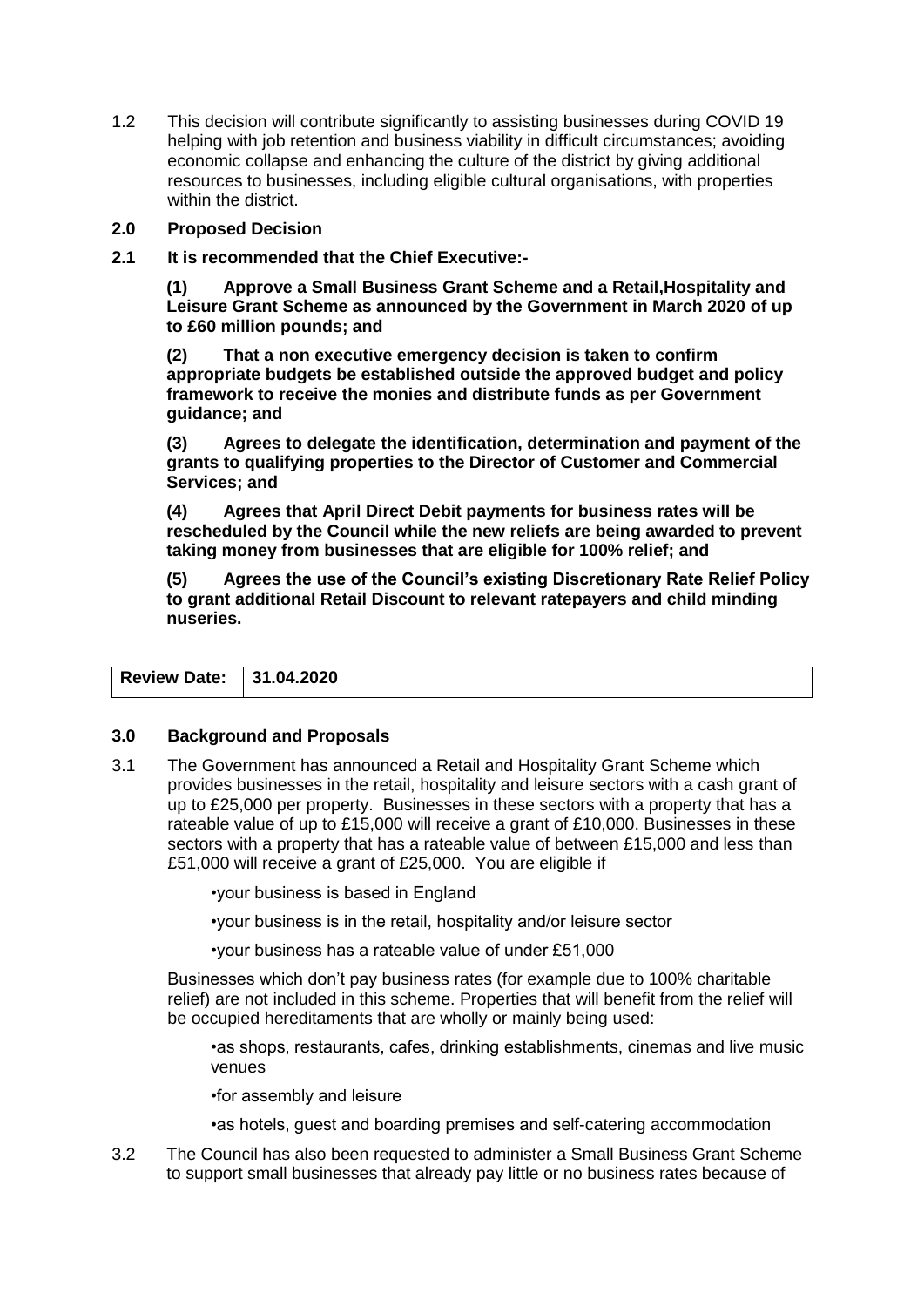1.2 This decision will contribute significantly to assisting businesses during COVID 19 helping with job retention and business viability in difficult circumstances; avoiding economic collapse and enhancing the culture of the district by giving additional resources to businesses, including eligible cultural organisations, with properties within the district.

## 2.0 Proposed Decision

**2.1 It is recommended that the Chief Executive:-**

**(1) Approve a Small Business Grant Scheme and a Retail,Hospitality and Leisure Grant Scheme as announced by the Government in March 2020 of up to £60 million pounds; and**

**(2) That a non executive emergency decision is taken to confirm appropriate budgets be established outside the approved budget and policy framework to receive the monies and distribute funds as per Government guidance; and**

**(3) Agrees to delegate the identification, determination and payment of the grants to qualifying properties to the Director of Customer and Commercial Services; and**

**(4) Agrees that April Direct Debit payments for business rates will be rescheduled by the Council while the new reliefs are being awarded to prevent taking money from businesses that are eligible for 100% relief; and**

**(5) Agrees the use of the Council's existing Discretionary Rate Relief Policy to grant additional Retail Discount to relevant ratepayers and child minding nuseries.**

| **Review Date:** | **31.04.2020** |
|---|---|

## 3.0 Background and Proposals

3.1 The Government has announced a Retail and Hospitality Grant Scheme which provides businesses in the retail, hospitality and leisure sectors with a cash grant of up to £25,000 per property. Businesses in these sectors with a property that has a rateable value of up to £15,000 will receive a grant of £10,000. Businesses in these sectors with a property that has a rateable value of between £15,000 and less than £51,000 will receive a grant of £25,000. You are eligible if

- your business is based in England
- your business is in the retail, hospitality and/or leisure sector
- your business has a rateable value of under £51,000

Businesses which don't pay business rates (for example due to 100% charitable relief) are not included in this scheme. Properties that will benefit from the relief will be occupied hereditaments that are wholly or mainly being used:

- as shops, restaurants, cafes, drinking establishments, cinemas and live music venues
- for assembly and leisure
- as hotels, guest and boarding premises and self-catering accommodation

3.2 The Council has also been requested to administer a Small Business Grant Scheme to support small businesses that already pay little or no business rates because of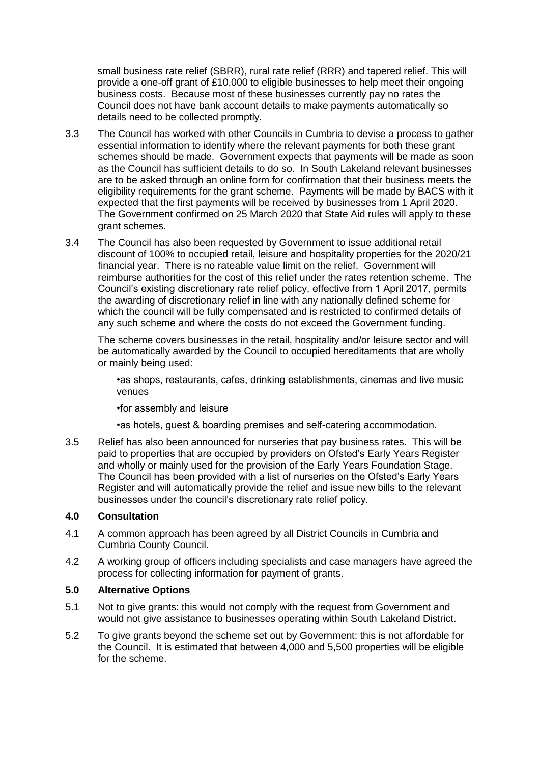small business rate relief (SBRR), rural rate relief (RRR) and tapered relief. This will provide a one-off grant of £10,000 to eligible businesses to help meet their ongoing business costs. Because most of these businesses currently pay no rates the Council does not have bank account details to make payments automatically so details need to be collected promptly.

3.3 The Council has worked with other Councils in Cumbria to devise a process to gather essential information to identify where the relevant payments for both these grant schemes should be made. Government expects that payments will be made as soon as the Council has sufficient details to do so. In South Lakeland relevant businesses are to be asked through an online form for confirmation that their business meets the eligibility requirements for the grant scheme. Payments will be made by BACS with it expected that the first payments will be received by businesses from 1 April 2020. The Government confirmed on 25 March 2020 that State Aid rules will apply to these grant schemes.

3.4 The Council has also been requested by Government to issue additional retail discount of 100% to occupied retail, leisure and hospitality properties for the 2020/21 financial year. There is no rateable value limit on the relief. Government will reimburse authorities for the cost of this relief under the rates retention scheme. The Council's existing discretionary rate relief policy, effective from 1 April 2017, permits the awarding of discretionary relief in line with any nationally defined scheme for which the council will be fully compensated and is restricted to confirmed details of any such scheme and where the costs do not exceed the Government funding.

The scheme covers businesses in the retail, hospitality and/or leisure sector and will be automatically awarded by the Council to occupied hereditaments that are wholly or mainly being used:

- as shops, restaurants, cafes, drinking establishments, cinemas and live music venues
- for assembly and leisure
- as hotels, guest & boarding premises and self-catering accommodation.

3.5 Relief has also been announced for nurseries that pay business rates. This will be paid to properties that are occupied by providers on Ofsted's Early Years Register and wholly or mainly used for the provision of the Early Years Foundation Stage. The Council has been provided with a list of nurseries on the Ofsted's Early Years Register and will automatically provide the relief and issue new bills to the relevant businesses under the council's discretionary rate relief policy.

## 4.0 Consultation

4.1 A common approach has been agreed by all District Councils in Cumbria and Cumbria County Council.

4.2 A working group of officers including specialists and case managers have agreed the process for collecting information for payment of grants.

## 5.0 Alternative Options

5.1 Not to give grants: this would not comply with the request from Government and would not give assistance to businesses operating within South Lakeland District.

5.2 To give grants beyond the scheme set out by Government: this is not affordable for the Council. It is estimated that between 4,000 and 5,500 properties will be eligible for the scheme.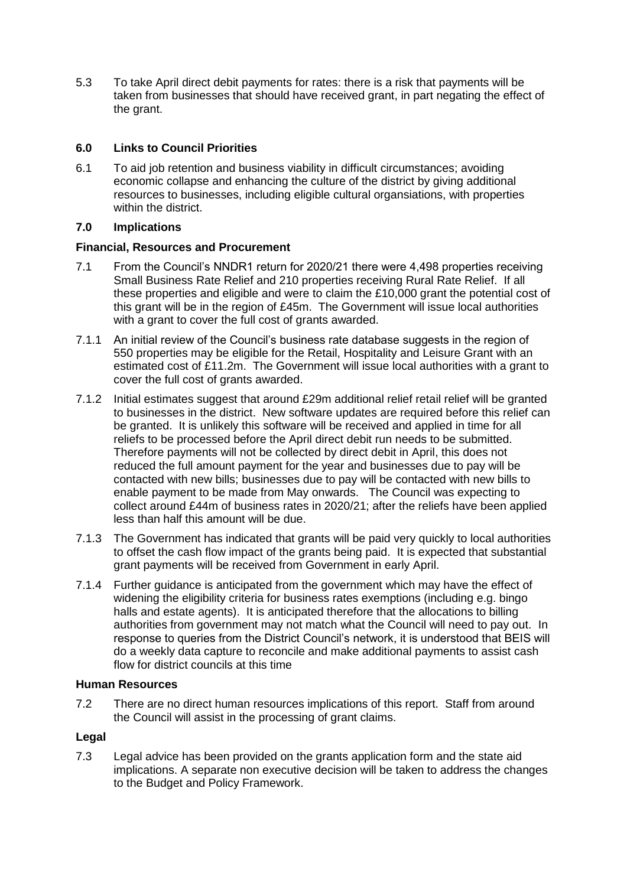5.3 To take April direct debit payments for rates: there is a risk that payments will be taken from businesses that should have received grant, in part negating the effect of the grant.

## 6.0 Links to Council Priorities

6.1 To aid job retention and business viability in difficult circumstances; avoiding economic collapse and enhancing the culture of the district by giving additional resources to businesses, including eligible cultural organsiations, with properties within the district.

## 7.0 Implications

### Financial, Resources and Procurement

7.1 From the Council's NNDR1 return for 2020/21 there were 4,498 properties receiving Small Business Rate Relief and 210 properties receiving Rural Rate Relief. If all these properties and eligible and were to claim the £10,000 grant the potential cost of this grant will be in the region of £45m. The Government will issue local authorities with a grant to cover the full cost of grants awarded.

7.1.1 An initial review of the Council's business rate database suggests in the region of 550 properties may be eligible for the Retail, Hospitality and Leisure Grant with an estimated cost of £11.2m. The Government will issue local authorities with a grant to cover the full cost of grants awarded.

7.1.2 Initial estimates suggest that around £29m additional relief retail relief will be granted to businesses in the district. New software updates are required before this relief can be granted. It is unlikely this software will be received and applied in time for all reliefs to be processed before the April direct debit run needs to be submitted. Therefore payments will not be collected by direct debit in April, this does not reduced the full amount payment for the year and businesses due to pay will be contacted with new bills; businesses due to pay will be contacted with new bills to enable payment to be made from May onwards. The Council was expecting to collect around £44m of business rates in 2020/21; after the reliefs have been applied less than half this amount will be due.

7.1.3 The Government has indicated that grants will be paid very quickly to local authorities to offset the cash flow impact of the grants being paid. It is expected that substantial grant payments will be received from Government in early April.

7.1.4 Further guidance is anticipated from the government which may have the effect of widening the eligibility criteria for business rates exemptions (including e.g. bingo halls and estate agents). It is anticipated therefore that the allocations to billing authorities from government may not match what the Council will need to pay out. In response to queries from the District Council's network, it is understood that BEIS will do a weekly data capture to reconcile and make additional payments to assist cash flow for district councils at this time

### Human Resources

7.2 There are no direct human resources implications of this report. Staff from around the Council will assist in the processing of grant claims.

### Legal

7.3 Legal advice has been provided on the grants application form and the state aid implications. A separate non executive decision will be taken to address the changes to the Budget and Policy Framework.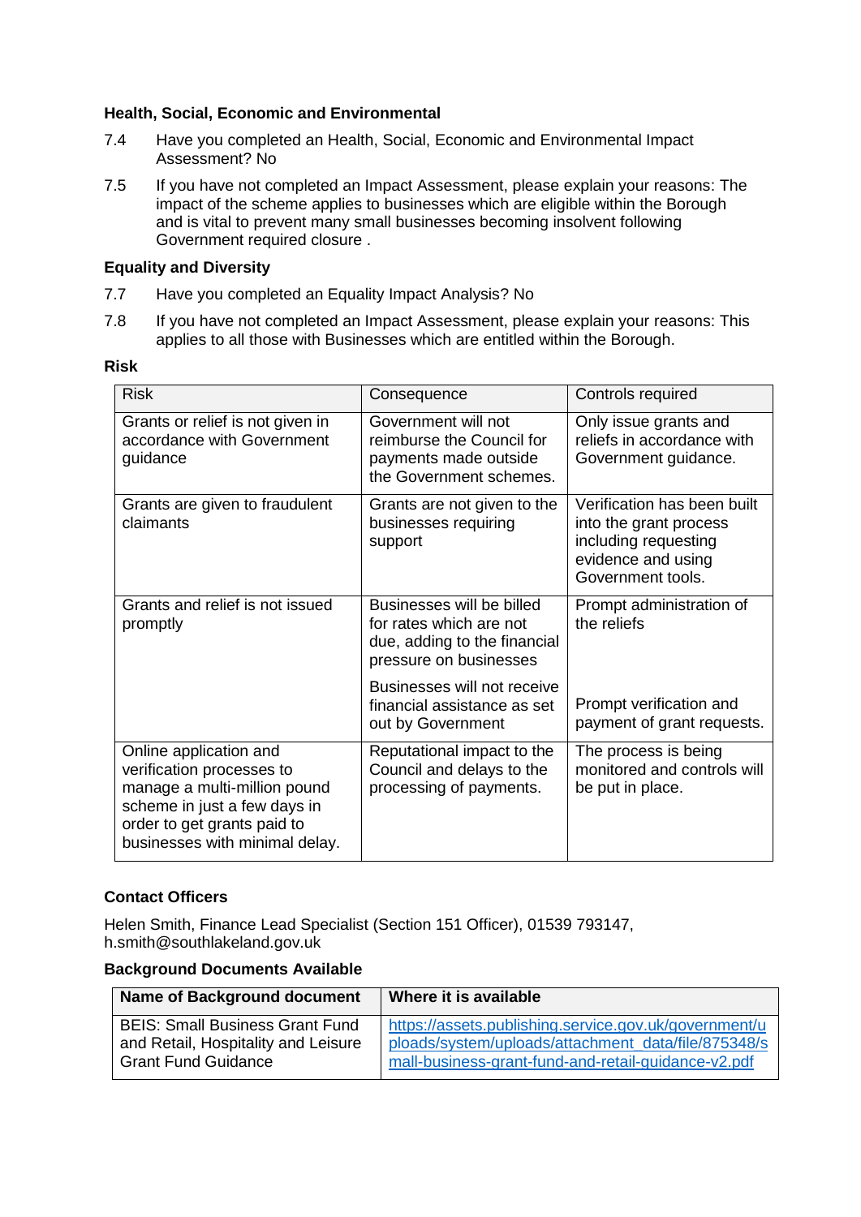**Health, Social, Economic and Environmental**

7.4 Have you completed an Health, Social, Economic and Environmental Impact Assessment? No

7.5 If you have not completed an Impact Assessment, please explain your reasons: The impact of the scheme applies to businesses which are eligible within the Borough and is vital to prevent many small businesses becoming insolvent following Government required closure .

**Equality and Diversity**

7.7 Have you completed an Equality Impact Analysis? No

7.8 If you have not completed an Impact Assessment, please explain your reasons: This applies to all those with Businesses which are entitled within the Borough.

**Risk**

| Risk | Consequence | Controls required |
|---|---|---|
| Grants or relief is not given in accordance with Government guidance | Government will not reimburse the Council for payments made outside the Government schemes. | Only issue grants and reliefs in accordance with Government guidance. |
| Grants are given to fraudulent claimants | Grants are not given to the businesses requiring support | Verification has been built into the grant process including requesting evidence and using Government tools. |
| Grants and relief is not issued promptly | Businesses will be billed for rates which are not due, adding to the financial pressure on businesses | Prompt administration of the reliefs |
| | Businesses will not receive financial assistance as set out by Government | Prompt verification and payment of grant requests. |
| Online application and verification processes to manage a multi-million pound scheme in just a few days in order to get grants paid to businesses with minimal delay. | Reputational impact to the Council and delays to the processing of payments. | The process is being monitored and controls will be put in place. |

**Contact Officers**

Helen Smith, Finance Lead Specialist (Section 151 Officer), 01539 793147, h.smith@southlakeland.gov.uk

**Background Documents Available**

| Name of Background document | Where it is available |
|---|---|
| BEIS: Small Business Grant Fund and Retail, Hospitality and Leisure Grant Fund Guidance | https://assets.publishing.service.gov.uk/government/uploads/system/uploads/attachment_data/file/875348/small-business-grant-fund-and-retail-guidance-v2.pdf |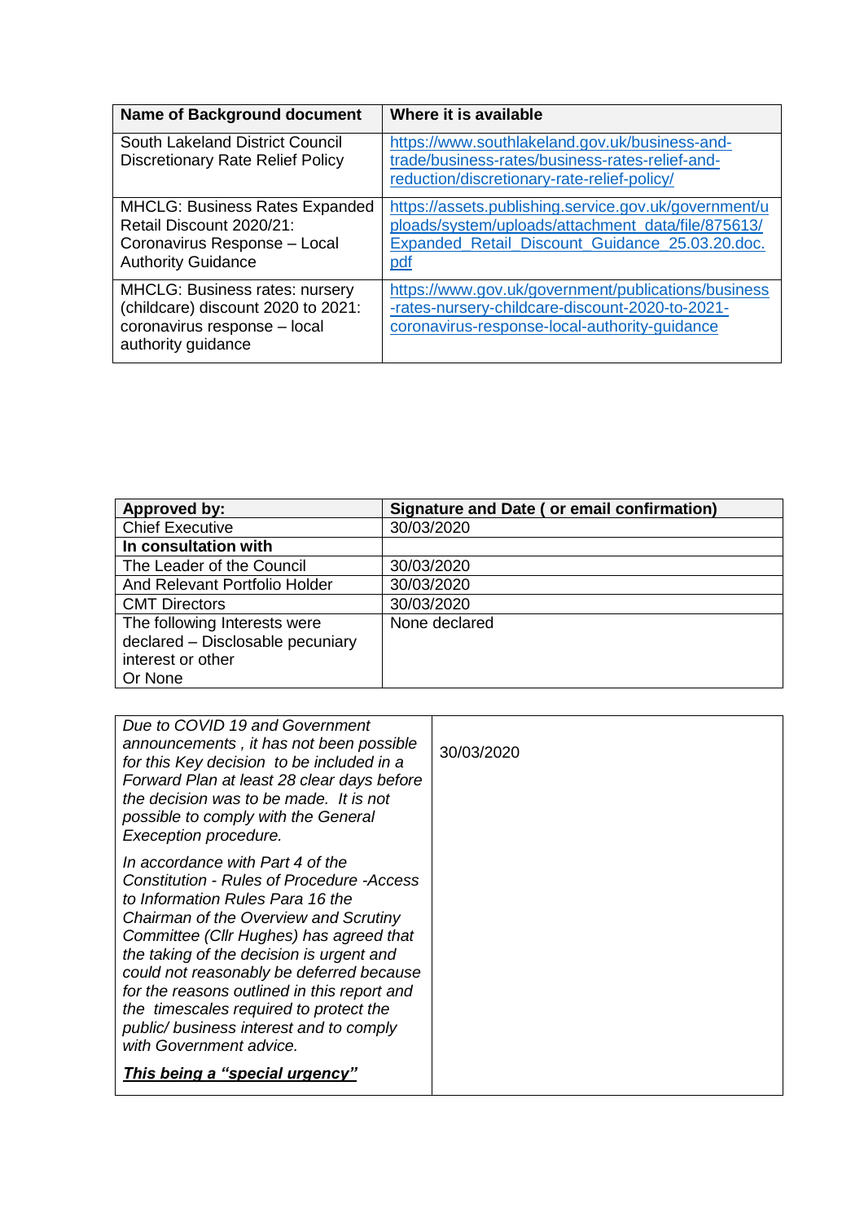| Name of Background document | Where it is available |
| --- | --- |
| South Lakeland District Council Discretionary Rate Relief Policy | https://www.southlakeland.gov.uk/business-and-trade/business-rates/business-rates-relief-and-reduction/discretionary-rate-relief-policy/ |
| MHCLG: Business Rates Expanded Retail Discount 2020/21: Coronavirus Response – Local Authority Guidance | https://assets.publishing.service.gov.uk/government/uploads/system/uploads/attachment_data/file/875613/Expanded_Retail_Discount_Guidance_25.03.20.doc.pdf |
| MHCLG: Business rates: nursery (childcare) discount 2020 to 2021: coronavirus response – local authority guidance | https://www.gov.uk/government/publications/business-rates-nursery-childcare-discount-2020-to-2021-coronavirus-response-local-authority-guidance |

| Approved by: | Signature and Date ( or email confirmation) |
| --- | --- |
| Chief Executive | 30/03/2020 |
| **In consultation with** | |
| The Leader of the Council | 30/03/2020 |
| And Relevant Portfolio Holder | 30/03/2020 |
| CMT Directors | 30/03/2020 |
| The following Interests were declared – Disclosable pecuniary interest or other<br>Or None | None declared |

| | |
| --- | --- |
| *Due to COVID 19 and Government announcements , it has not been possible for this Key decision to be included in a Forward Plan at least 28 clear days before the decision was to be made. It is not possible to comply with the General Exeception procedure.*<br><br>*In accordance with Part 4 of the Constitution - Rules of Procedure -Access to Information Rules Para 16 the Chairman of the Overview and Scrutiny Committee (Cllr Hughes) has agreed that the taking of the decision is urgent and could not reasonably be deferred because for the reasons outlined in this report and the timescales required to protect the public/ business interest and to comply with Government advice.*<br><br>***This being a "special urgency"*** | 30/03/2020 |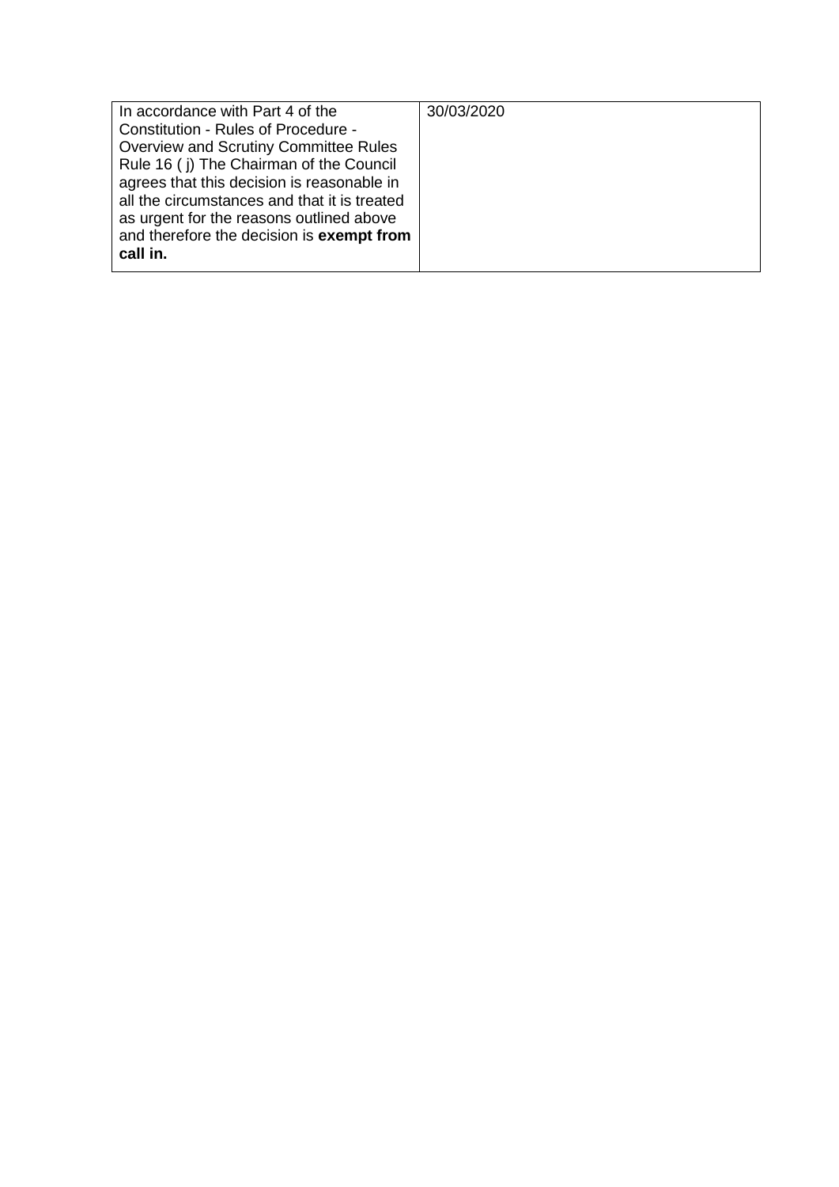| | |
|---|---|
| In accordance with Part 4 of the Constitution - Rules of Procedure - Overview and Scrutiny Committee Rules Rule 16 ( j) The Chairman of the Council agrees that this decision is reasonable in all the circumstances and that it is treated as urgent for the reasons outlined above and therefore the decision is **exempt from call in.** | 30/03/2020 |